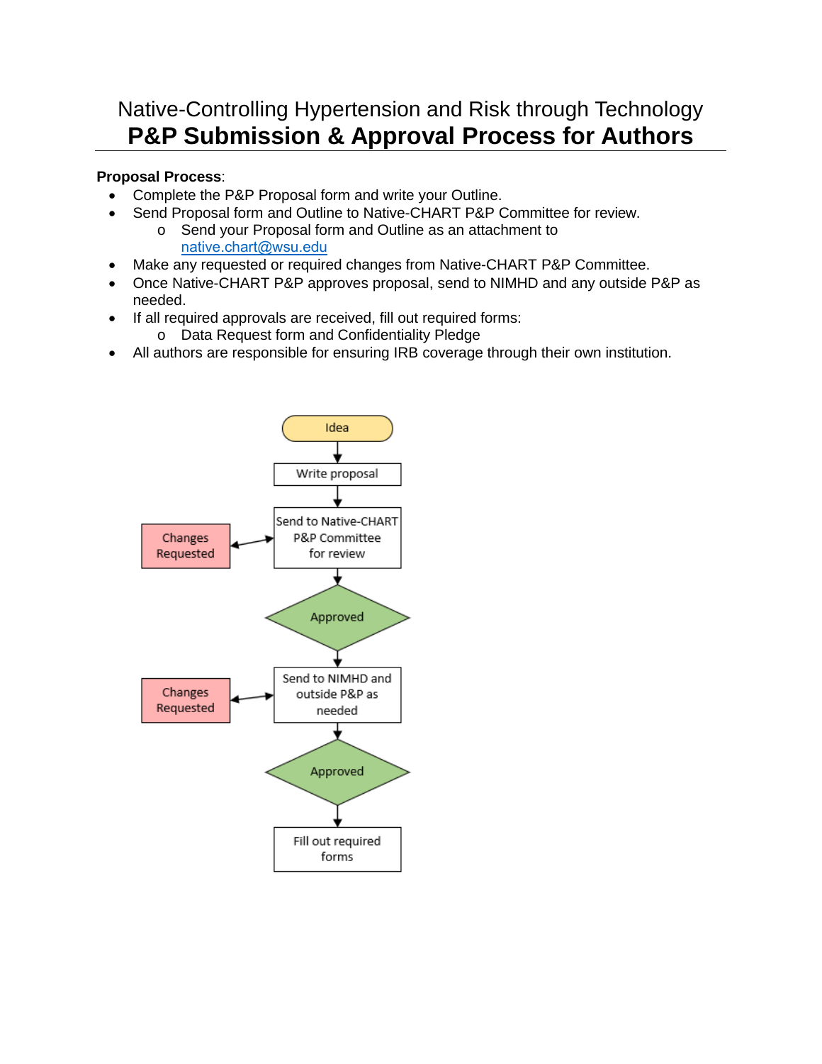# Native-Controlling Hypertension and Risk through Technology

## P&P Submission & Approval Process for Authors

**Proposal Process**:

- Complete the P&P Proposal form and write your Outline.
- Send Proposal form and Outline to Native-CHART P&P Committee for review.
  - Send your Proposal form and Outline as an attachment to native.chart@wsu.edu
- Make any requested or required changes from Native-CHART P&P Committee.
- Once Native-CHART P&P approves proposal, send to NIMHD and any outside P&P as needed.
- If all required approvals are received, fill out required forms:
  - Data Request form and Confidentiality Pledge
- All authors are responsible for ensuring IRB coverage through their own institution.

Idea

Write proposal

Send to Native-CHART P&P Committee for review

Changes Requested

Approved

Send to NIMHD and outside P&P as needed

Changes Requested

Approved

Fill out required forms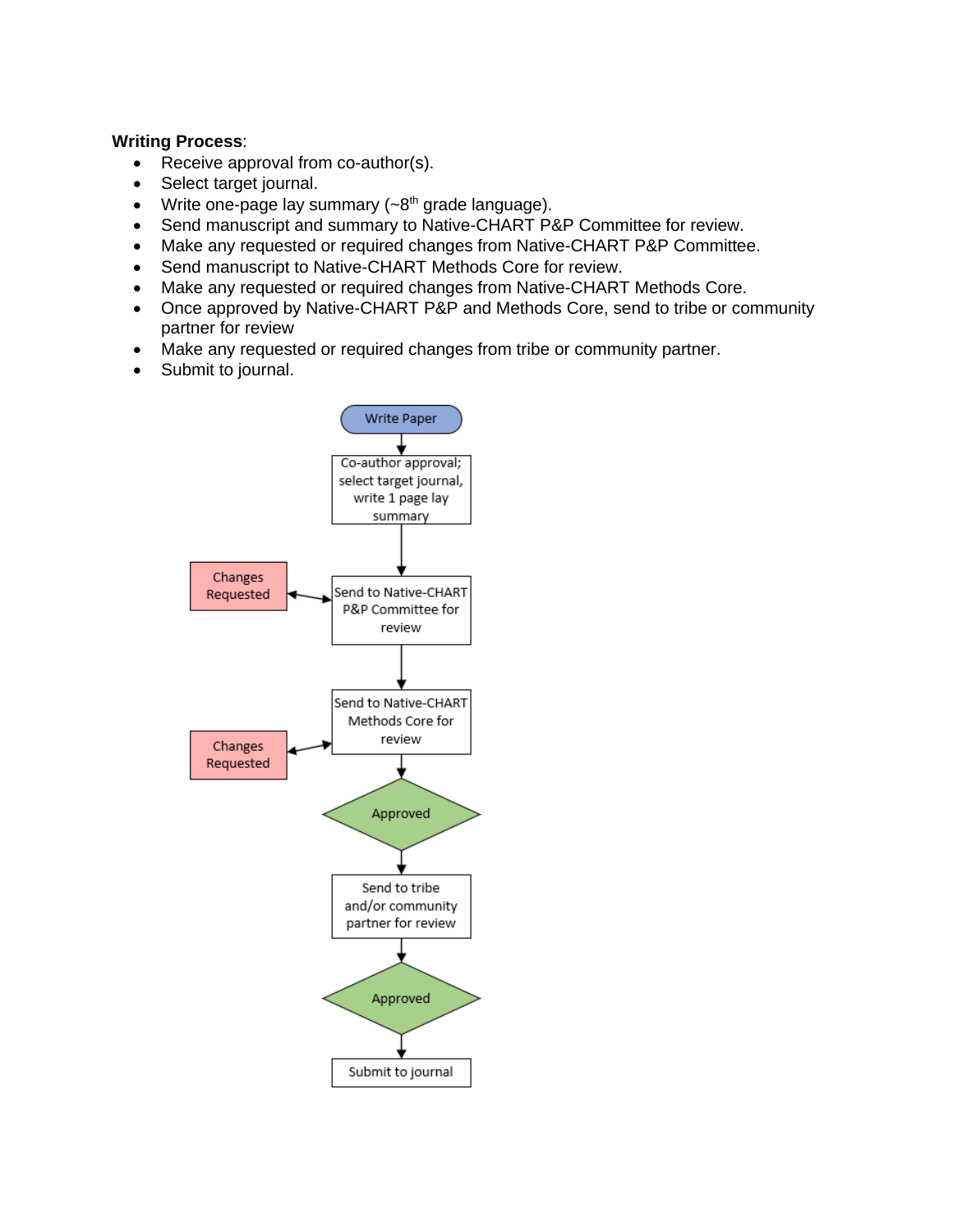**Writing Process**:

- Receive approval from co-author(s).
- Select target journal.
- Write one-page lay summary (~8$^{th}$ grade language).
- Send manuscript and summary to Native-CHART P&P Committee for review.
- Make any requested or required changes from Native-CHART P&P Committee.
- Send manuscript to Native-CHART Methods Core for review.
- Make any requested or required changes from Native-CHART Methods Core.
- Once approved by Native-CHART P&P and Methods Core, send to tribe or community partner for review
- Make any requested or required changes from tribe or community partner.
- Submit to journal.

Write Paper

Co-author approval; select target journal, write 1 page lay summary

Changes Requested

Send to Native-CHART P&P Committee for review

Send to Native-CHART Methods Core for review

Changes Requested

Approved

Send to tribe and/or community partner for review

Approved

Submit to journal